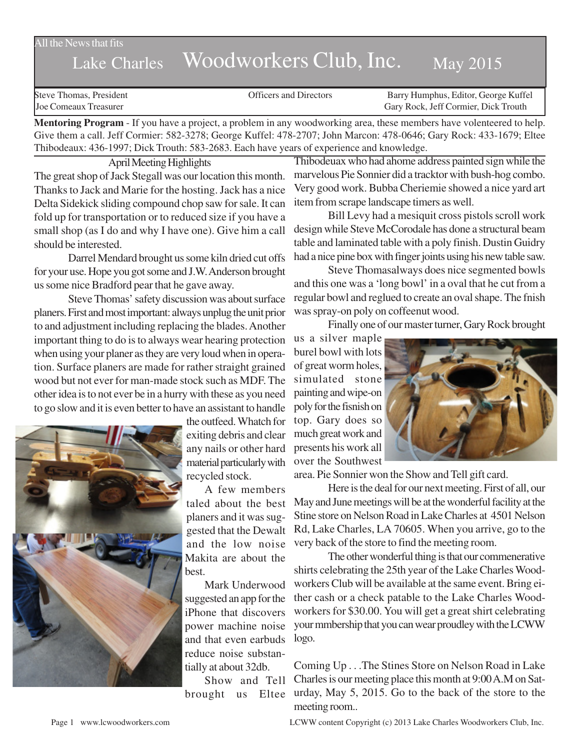All the News that fits

# Lake Charles Woodworkers Club, Inc. May 2015

Steve Thomas, President
Joe Comeaux Treasurer

Officers and Directors

Barry Humphus, Editor, George Kuffel
Gary Rock, Jeff Cormier, Dick Trouth

**Mentoring Program** - If you have a project, a problem in any woodworking area, these members have volenteered to help. Give them a call. Jeff Cormier: 582-3278; George Kuffel: 478-2707; John Marcon: 478-0646; Gary Rock: 433-1679; Eltee Thibodeaux: 436-1997; Dick Trouth: 583-2683. Each have years of experience and knowledge.

## April Meeting Highlights

The great shop of Jack Stegall was our location this month. Thanks to Jack and Marie for the hosting. Jack has a nice Delta Sidekick sliding compound chop saw for sale. It can fold up for transportation or to reduced size if you have a small shop (as I do and why I have one). Give him a call should be interested.

Darrel Mendard brought us some kiln dried cut offs for your use. Hope you got some and J.W. Anderson brought us some nice Bradford pear that he gave away.

Steve Thomas' safety discussion was about surface planers. First and most important: always unplug the unit prior to and adjustment including replacing the blades. Another important thing to do is to always wear hearing protection when using your planer as they are very loud when in operation. Surface planers are made for rather straight grained wood but not ever for man-made stock such as MDF. The other idea is to not ever be in a hurry with these as you need to go slow and it is even better to have an assistant to handle the outfeed. Whatch for exiting debris and clear any nails or other hard material particularly with recycled stock.

A few members taled about the best planers and it was suggested that the Dewalt and the low noise Makita are about the best.

Mark Underwood suggested an app for the iPhone that discovers power machine noise and that even earbuds reduce noise substantially at about 32db.

Show and Tell brought us Eltee Thibodeuax who had ahome address painted sign while the marvelous Pie Sonnier did a tracktor with bush-hog combo. Very good work. Bubba Cheriemie showed a nice yard art item from scrape landscape timers as well.

Bill Levy had a mesiquit cross pistols scroll work design while Steve McCorodale has done a structural beam table and laminated table with a poly finish. Dustin Guidry had a nice pine box with finger joints using his new table saw.

Steve Thomasalways does nice segmented bowls and this one was a 'long bowl' in a oval that he cut from a regular bowl and reglued to create an oval shape. The fnish was spray-on poly on coffeenut wood.

Finally one of our master turner, Gary Rock brought us a silver maple burel bowl with lots of great worm holes, simulated stone painting and wipe-on poly for the fisnish on top. Gary does so much great work and presents his work all over the Southwest area. Pie Sonnier won the Show and Tell gift card.

Here is the deal for our next meeting. First of all, our May and June meetings will be at the wonderful facility at the Stine store on Nelson Road in Lake Charles at 4501 Nelson Rd, Lake Charles, LA 70605. When you arrive, go to the very back of the store to find the meeting room.

The other wonderful thing is that our commenerative shirts celebrating the 25th year of the Lake Charles Woodworkers Club will be available at the same event. Bring either cash or a check patable to the Lake Charles Woodworkers for $30.00. You will get a great shirt celebrating your mmbership that you can wear proudley with the LCWW logo.

Coming Up . . .The Stines Store on Nelson Road in Lake Charles is our meeting place this month at 9:00 A.M on Saturday, May 5, 2015. Go to the back of the store to the meeting room..

www.lcwoodworkers.com

LCWW content Copyright (c) 2013 Lake Charles Woodworkers Club, Inc.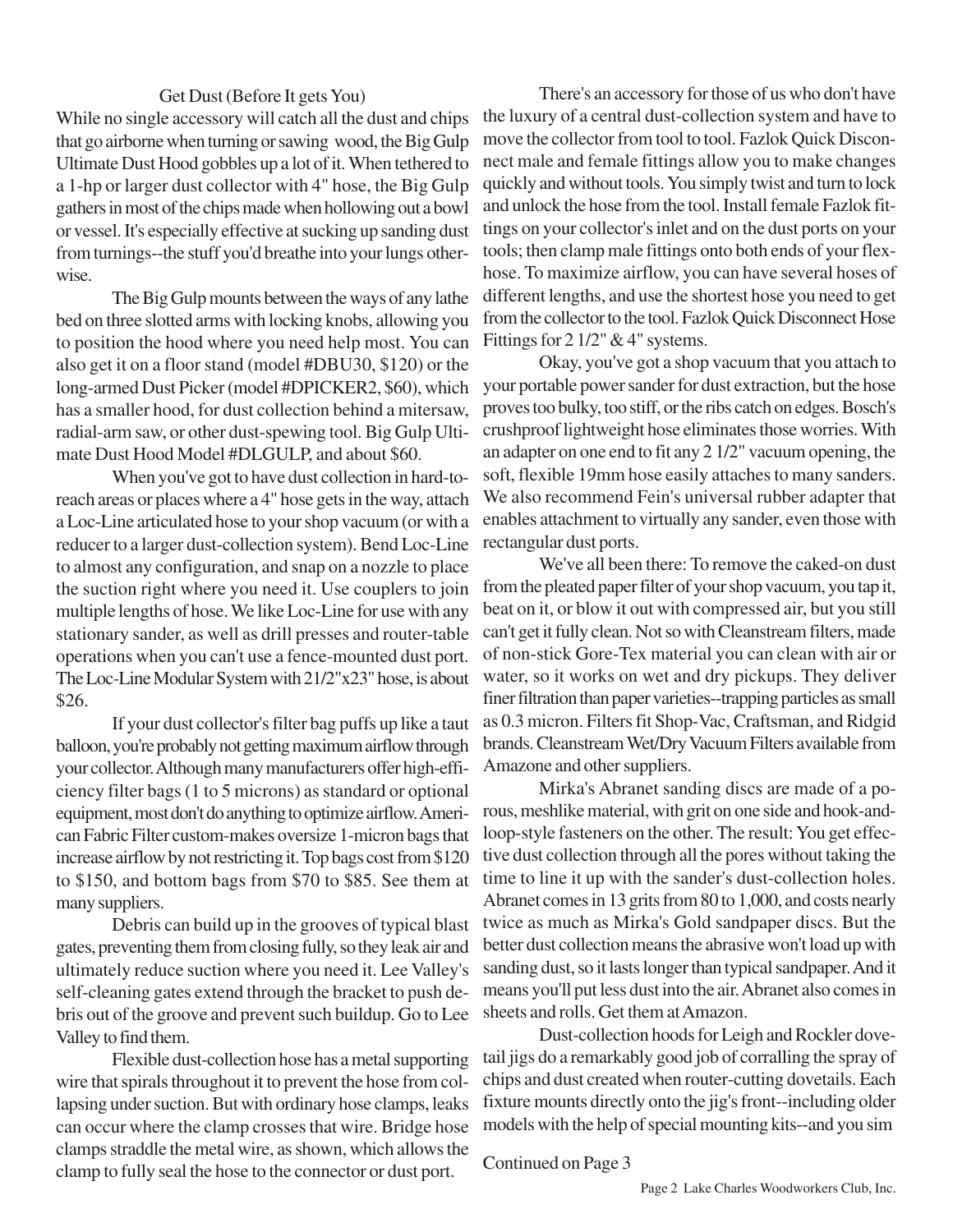## Get Dust (Before It gets You)

While no single accessory will catch all the dust and chips that go airborne when turning or sawing wood, the Big Gulp Ultimate Dust Hood gobbles up a lot of it. When tethered to a 1-hp or larger dust collector with 4" hose, the Big Gulp gathers in most of the chips made when hollowing out a bowl or vessel. It's especially effective at sucking up sanding dust from turnings--the stuff you'd breathe into your lungs otherwise.

The Big Gulp mounts between the ways of any lathe bed on three slotted arms with locking knobs, allowing you to position the hood where you need help most. You can also get it on a floor stand (model #DBU30, $120) or the long-armed Dust Picker (model #DPICKER2, $60), which has a smaller hood, for dust collection behind a mitersaw, radial-arm saw, or other dust-spewing tool. Big Gulp Ultimate Dust Hood Model #DLGULP, and about $60.

When you've got to have dust collection in hard-to-reach areas or places where a 4" hose gets in the way, attach a Loc-Line articulated hose to your shop vacuum (or with a reducer to a larger dust-collection system). Bend Loc-Line to almost any configuration, and snap on a nozzle to place the suction right where you need it. Use couplers to join multiple lengths of hose. We like Loc-Line for use with any stationary sander, as well as drill presses and router-table operations when you can't use a fence-mounted dust port. The Loc-Line Modular System with 21/2"x23" hose, is about $26.

If your dust collector's filter bag puffs up like a taut balloon, you're probably not getting maximum airflow through your collector. Although many manufacturers offer high-efficiency filter bags (1 to 5 microns) as standard or optional equipment, most don't do anything to optimize airflow. American Fabric Filter custom-makes oversize 1-micron bags that increase airflow by not restricting it. Top bags cost from $120 to $150, and bottom bags from $70 to $85. See them at many suppliers.

Debris can build up in the grooves of typical blast gates, preventing them from closing fully, so they leak air and ultimately reduce suction where you need it. Lee Valley's self-cleaning gates extend through the bracket to push debris out of the groove and prevent such buildup. Go to Lee Valley to find them.

Flexible dust-collection hose has a metal supporting wire that spirals throughout it to prevent the hose from collapsing under suction. But with ordinary hose clamps, leaks can occur where the clamp crosses that wire. Bridge hose clamps straddle the metal wire, as shown, which allows the clamp to fully seal the hose to the connector or dust port.

There's an accessory for those of us who don't have the luxury of a central dust-collection system and have to move the collector from tool to tool. Fazlok Quick Disconnect male and female fittings allow you to make changes quickly and without tools. You simply twist and turn to lock and unlock the hose from the tool. Install female Fazlok fittings on your collector's inlet and on the dust ports on your tools; then clamp male fittings onto both ends of your flex-hose. To maximize airflow, you can have several hoses of different lengths, and use the shortest hose you need to get from the collector to the tool. Fazlok Quick Disconnect Hose Fittings for 2 1/2" & 4" systems.

Okay, you've got a shop vacuum that you attach to your portable power sander for dust extraction, but the hose proves too bulky, too stiff, or the ribs catch on edges. Bosch's crushproof lightweight hose eliminates those worries. With an adapter on one end to fit any 2 1/2" vacuum opening, the soft, flexible 19mm hose easily attaches to many sanders. We also recommend Fein's universal rubber adapter that enables attachment to virtually any sander, even those with rectangular dust ports.

We've all been there: To remove the caked-on dust from the pleated paper filter of your shop vacuum, you tap it, beat on it, or blow it out with compressed air, but you still can't get it fully clean. Not so with Cleanstream filters, made of non-stick Gore-Tex material you can clean with air or water, so it works on wet and dry pickups. They deliver finer filtration than paper varieties--trapping particles as small as 0.3 micron. Filters fit Shop-Vac, Craftsman, and Ridgid brands. Cleanstream Wet/Dry Vacuum Filters available from Amazone and other suppliers.

Mirka's Abranet sanding discs are made of a porous, meshlike material, with grit on one side and hook-and-loop-style fasteners on the other. The result: You get effective dust collection through all the pores without taking the time to line it up with the sander's dust-collection holes. Abranet comes in 13 grits from 80 to 1,000, and costs nearly twice as much as Mirka's Gold sandpaper discs. But the better dust collection means the abrasive won't load up with sanding dust, so it lasts longer than typical sandpaper. And it means you'll put less dust into the air. Abranet also comes in sheets and rolls. Get them at Amazon.

Dust-collection hoods for Leigh and Rockler dovetail jigs do a remarkably good job of corralling the spray of chips and dust created when router-cutting dovetails. Each fixture mounts directly onto the jig's front--including older models with the help of special mounting kits--and you sim

Continued on Page 3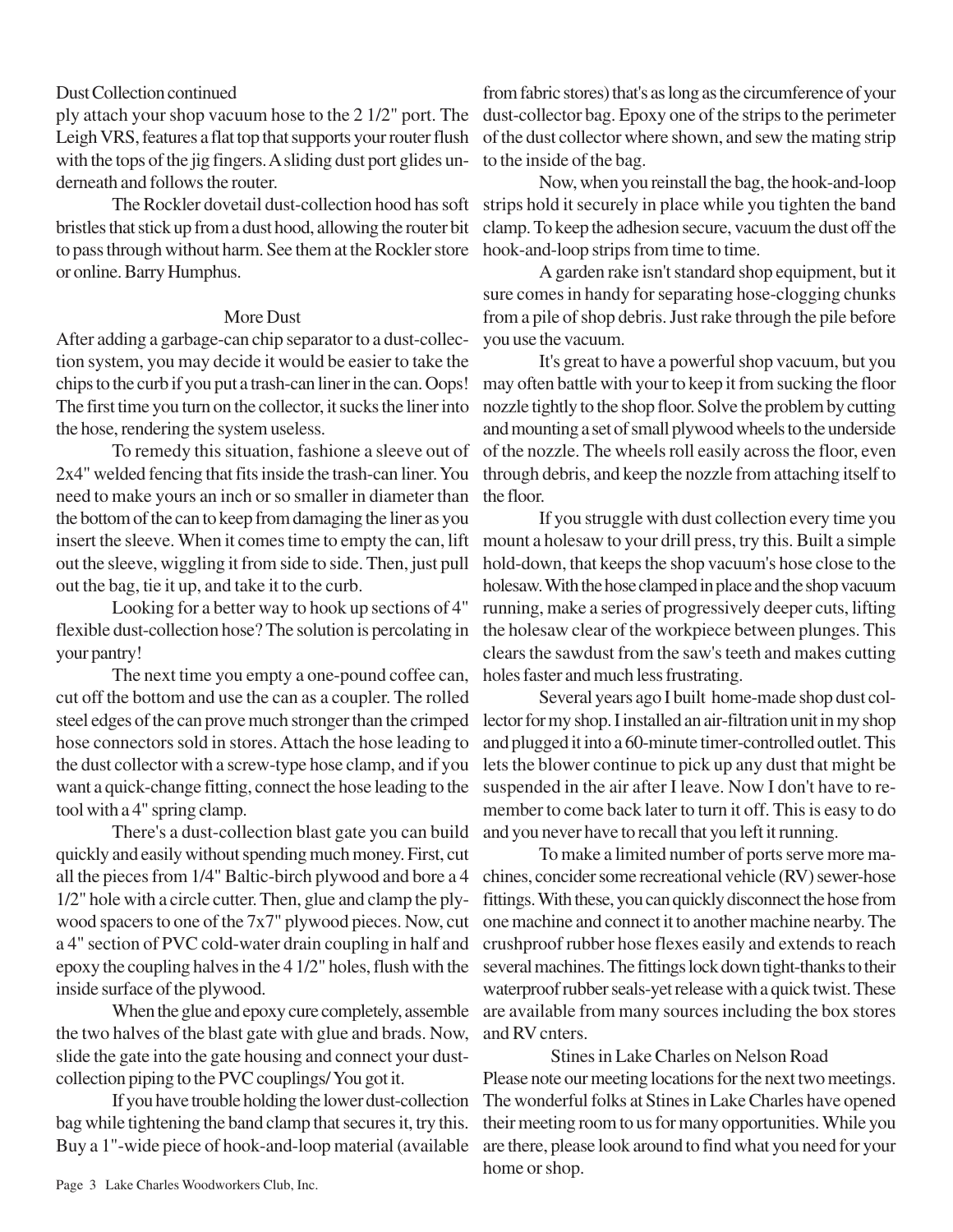Dust Collection continued

ply attach your shop vacuum hose to the 2 1/2" port. The Leigh VRS, features a flat top that supports your router flush with the tops of the jig fingers. A sliding dust port glides underneath and follows the router.

The Rockler dovetail dust-collection hood has soft bristles that stick up from a dust hood, allowing the router bit to pass through without harm. See them at the Rockler store or online. Barry Humphus.

## More Dust

After adding a garbage-can chip separator to a dust-collection system, you may decide it would be easier to take the chips to the curb if you put a trash-can liner in the can. Oops! The first time you turn on the collector, it sucks the liner into the hose, rendering the system useless.

To remedy this situation, fashione a sleeve out of 2x4" welded fencing that fits inside the trash-can liner. You need to make yours an inch or so smaller in diameter than the bottom of the can to keep from damaging the liner as you insert the sleeve. When it comes time to empty the can, lift out the sleeve, wiggling it from side to side. Then, just pull out the bag, tie it up, and take it to the curb.

Looking for a better way to hook up sections of 4" flexible dust-collection hose? The solution is percolating in your pantry!

The next time you empty a one-pound coffee can, cut off the bottom and use the can as a coupler. The rolled steel edges of the can prove much stronger than the crimped hose connectors sold in stores. Attach the hose leading to the dust collector with a screw-type hose clamp, and if you want a quick-change fitting, connect the hose leading to the tool with a 4" spring clamp.

There's a dust-collection blast gate you can build quickly and easily without spending much money. First, cut all the pieces from 1/4" Baltic-birch plywood and bore a 4 1/2" hole with a circle cutter. Then, glue and clamp the plywood spacers to one of the 7x7" plywood pieces. Now, cut a 4" section of PVC cold-water drain coupling in half and epoxy the coupling halves in the 4 1/2" holes, flush with the inside surface of the plywood.

When the glue and epoxy cure completely, assemble the two halves of the blast gate with glue and brads. Now, slide the gate into the gate housing and connect your dust-collection piping to the PVC couplings/ You got it.

If you have trouble holding the lower dust-collection bag while tightening the band clamp that secures it, try this. Buy a 1"-wide piece of hook-and-loop material (available from fabric stores) that's as long as the circumference of your dust-collector bag. Epoxy one of the strips to the perimeter of the dust collector where shown, and sew the mating strip to the inside of the bag.

Now, when you reinstall the bag, the hook-and-loop strips hold it securely in place while you tighten the band clamp. To keep the adhesion secure, vacuum the dust off the hook-and-loop strips from time to time.

A garden rake isn't standard shop equipment, but it sure comes in handy for separating hose-clogging chunks from a pile of shop debris. Just rake through the pile before you use the vacuum.

It's great to have a powerful shop vacuum, but you may often battle with your to keep it from sucking the floor nozzle tightly to the shop floor. Solve the problem by cutting and mounting a set of small plywood wheels to the underside of the nozzle. The wheels roll easily across the floor, even through debris, and keep the nozzle from attaching itself to the floor.

If you struggle with dust collection every time you mount a holesaw to your drill press, try this. Built a simple hold-down, that keeps the shop vacuum's hose close to the holesaw. With the hose clamped in place and the shop vacuum running, make a series of progressively deeper cuts, lifting the holesaw clear of the workpiece between plunges. This clears the sawdust from the saw's teeth and makes cutting holes faster and much less frustrating.

Several years ago I built home-made shop dust collector for my shop. I installed an air-filtration unit in my shop and plugged it into a 60-minute timer-controlled outlet. This lets the blower continue to pick up any dust that might be suspended in the air after I leave. Now I don't have to remember to come back later to turn it off. This is easy to do and you never have to recall that you left it running.

To make a limited number of ports serve more machines, concider some recreational vehicle (RV) sewer-hose fittings. With these, you can quickly disconnect the hose from one machine and connect it to another machine nearby. The crushproof rubber hose flexes easily and extends to reach several machines. The fittings lock down tight-thanks to their waterproof rubber seals-yet release with a quick twist. These are available from many sources including the box stores and RV cnters.

## Stines in Lake Charles on Nelson Road

Please note our meeting locations for the next two meetings. The wonderful folks at Stines in Lake Charles have opened their meeting room to us for many opportunities. While you are there, please look around to find what you need for your home or shop.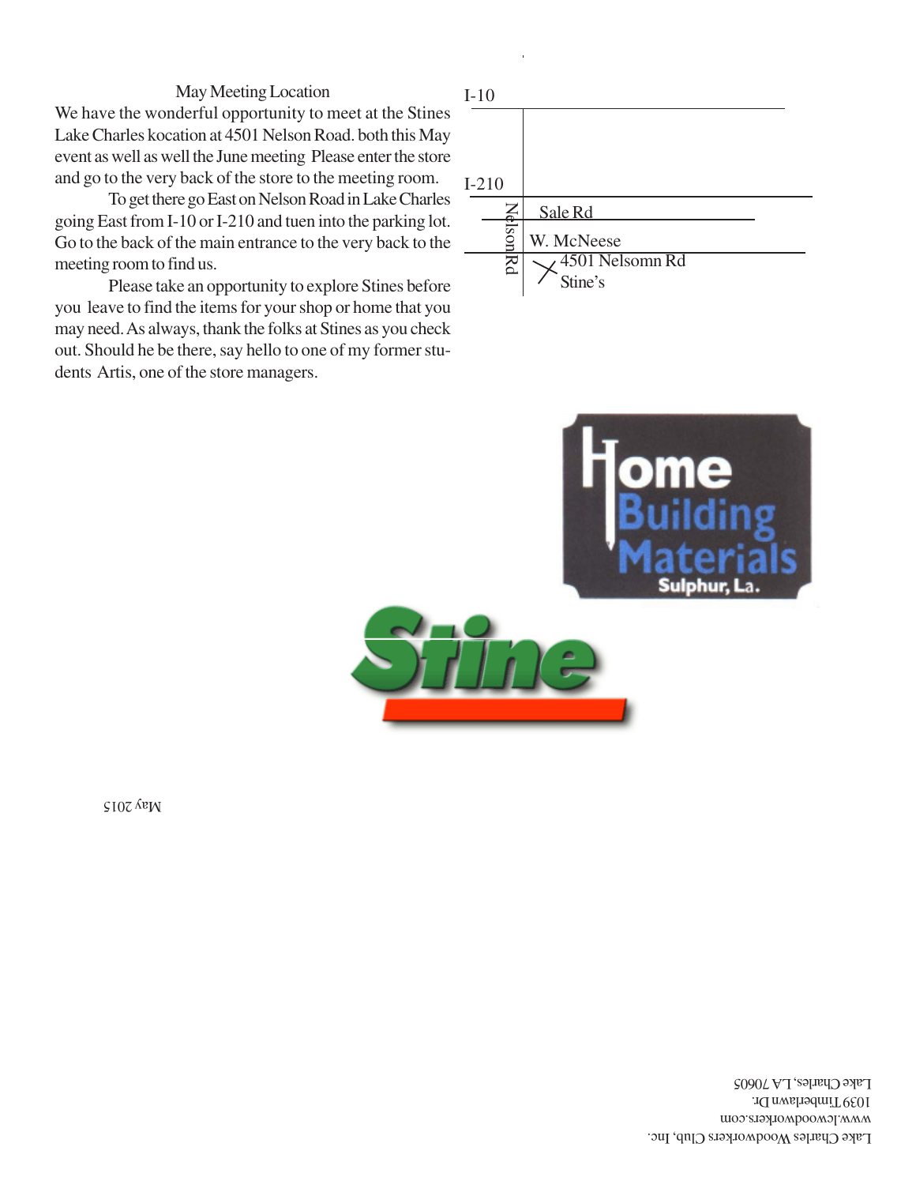May Meeting Location

We have the wonderful opportunity to meet at the Stines Lake Charles kocation at 4501 Nelson Road. both this May event as well as well the June meeting Please enter the store and go to the very back of the store to the meeting room.

To get there go East on Nelson Road in Lake Charles going East from I-10 or I-210 and tuen into the parking lot. Go to the back of the main entrance to the very back to the meeting room to find us.

Please take an opportunity to explore Stines before you leave to find the items for your shop or home that you may need. As always, thank the folks at Stines as you check out. Should he be there, say hello to one of my former students Artis, one of the store managers.

I-10

I-210

Nelsom Rd

Sale Rd

W. McNeese

4501 Nelsomn Rd

Stine's

Home Building Materials

Sulphur, La.

Stine

May 2015

Lake Charles Woodworkers Club, Inc.
www.lcwoodworkers.com
1039 Timberlawn Dr.
Lake Charles, LA 70605